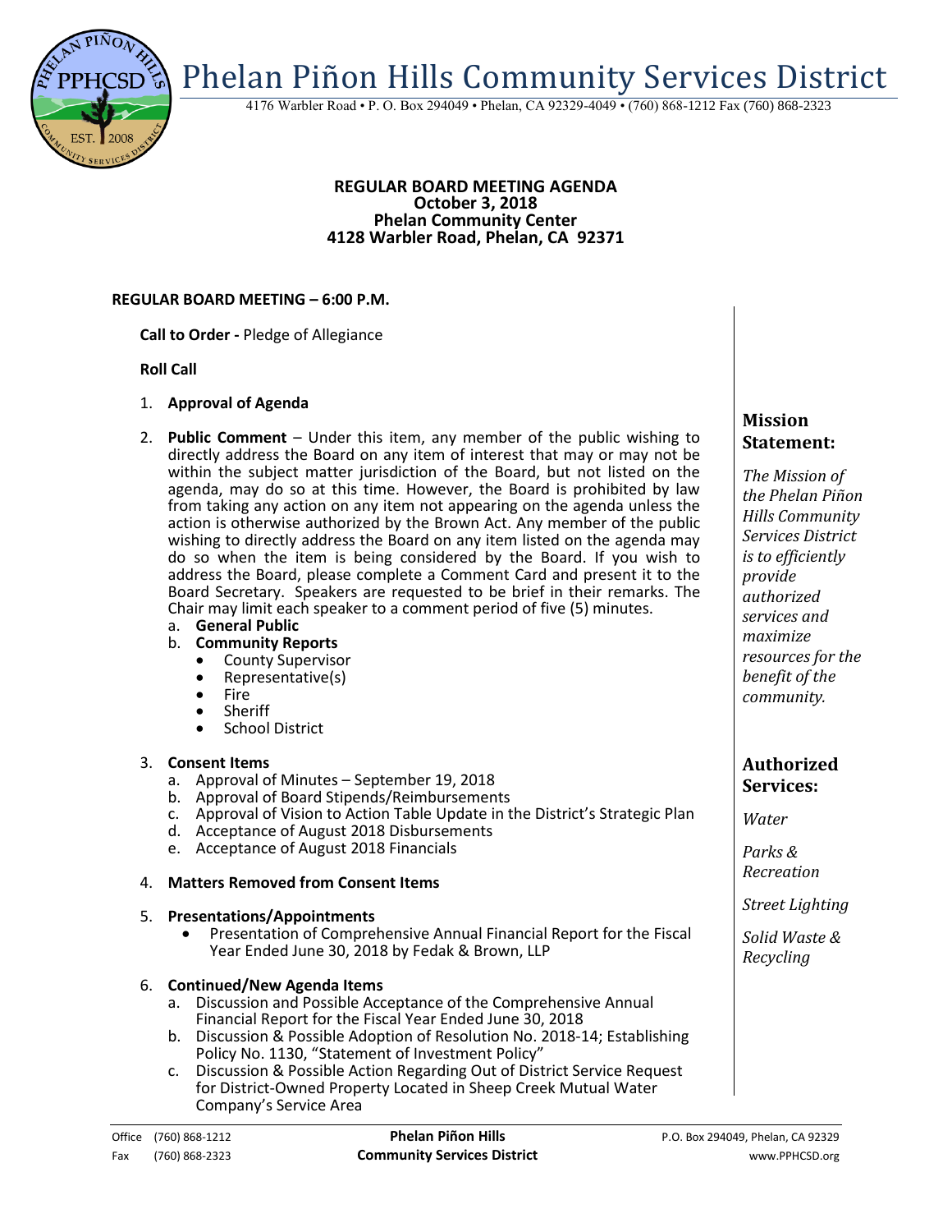# Phelan Piñon Hills Community Services District

4176 Warbler Road • P. O. Box 294049 • Phelan, CA 92329-4049 • (760) 868-1212 Fax (760) 868-2323

**REGULAR BOARD MEETING AGENDA**
**October 3, 2018**
**Phelan Community Center**
**4128 Warbler Road, Phelan, CA 92371**

**REGULAR BOARD MEETING – 6:00 P.M.**

**Call to Order -** Pledge of Allegiance

**Roll Call**

1. **Approval of Agenda**

2. **Public Comment** – Under this item, any member of the public wishing to directly address the Board on any item of interest that may or may not be within the subject matter jurisdiction of the Board, but not listed on the agenda, may do so at this time. However, the Board is prohibited by law from taking any action on any item not appearing on the agenda unless the action is otherwise authorized by the Brown Act. Any member of the public wishing to directly address the Board on any item listed on the agenda may do so when the item is being considered by the Board. If you wish to address the Board, please complete a Comment Card and present it to the Board Secretary. Speakers are requested to be brief in their remarks. The Chair may limit each speaker to a comment period of five (5) minutes.
   a. **General Public**
   b. **Community Reports**
      - County Supervisor
      - Representative(s)
      - Fire
      - Sheriff
      - School District

3. **Consent Items**
   a. Approval of Minutes – September 19, 2018
   b. Approval of Board Stipends/Reimbursements
   c. Approval of Vision to Action Table Update in the District's Strategic Plan
   d. Acceptance of August 2018 Disbursements
   e. Acceptance of August 2018 Financials

4. **Matters Removed from Consent Items**

5. **Presentations/Appointments**
   - Presentation of Comprehensive Annual Financial Report for the Fiscal Year Ended June 30, 2018 by Fedak & Brown, LLP

6. **Continued/New Agenda Items**
   a. Discussion and Possible Acceptance of the Comprehensive Annual Financial Report for the Fiscal Year Ended June 30, 2018
   b. Discussion & Possible Adoption of Resolution No. 2018-14; Establishing Policy No. 1130, "Statement of Investment Policy"
   c. Discussion & Possible Action Regarding Out of District Service Request for District-Owned Property Located in Sheep Creek Mutual Water Company's Service Area

## Mission Statement:

*The Mission of the Phelan Piñon Hills Community Services District is to efficiently provide authorized services and maximize resources for the benefit of the community.*

## Authorized Services:

*Water*

*Parks & Recreation*

*Street Lighting*

*Solid Waste & Recycling*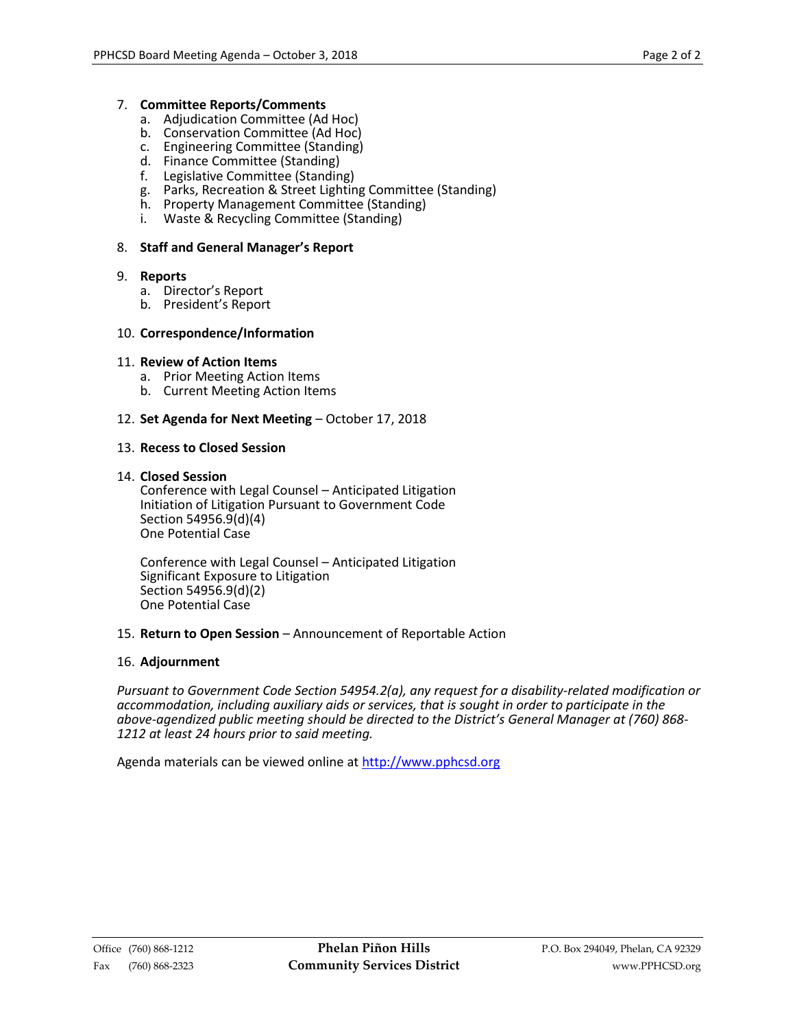7. **Committee Reports/Comments**
    a. Adjudication Committee (Ad Hoc)
    b. Conservation Committee (Ad Hoc)
    c. Engineering Committee (Standing)
    d. Finance Committee (Standing)
    f. Legislative Committee (Standing)
    g. Parks, Recreation & Street Lighting Committee (Standing)
    h. Property Management Committee (Standing)
    i. Waste & Recycling Committee (Standing)

8. **Staff and General Manager's Report**

9. **Reports**
    a. Director's Report
    b. President's Report

10. **Correspondence/Information**

11. **Review of Action Items**
    a. Prior Meeting Action Items
    b. Current Meeting Action Items

12. **Set Agenda for Next Meeting** – October 17, 2018

13. **Recess to Closed Session**

14. **Closed Session**
    Conference with Legal Counsel – Anticipated Litigation
    Initiation of Litigation Pursuant to Government Code
    Section 54956.9(d)(4)
    One Potential Case

    Conference with Legal Counsel – Anticipated Litigation
    Significant Exposure to Litigation
    Section 54956.9(d)(2)
    One Potential Case

15. **Return to Open Session** – Announcement of Reportable Action

16. **Adjournment**

*Pursuant to Government Code Section 54954.2(a), any request for a disability-related modification or accommodation, including auxiliary aids or services, that is sought in order to participate in the above-agendized public meeting should be directed to the District's General Manager at (760) 868-1212 at least 24 hours prior to said meeting.*

Agenda materials can be viewed online at [http://www.pphcsd.org](http://www.pphcsd.org)